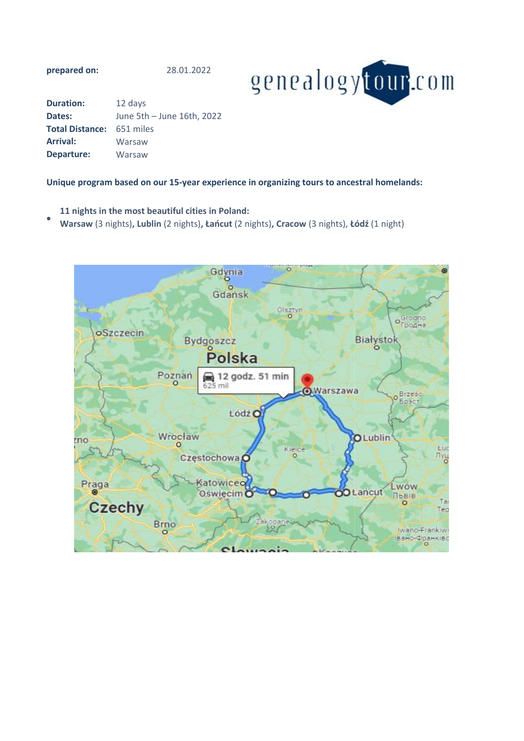**prepared on:** 28.01.2022

genealogytour.com

| | |
|---|---|
| **Duration:** | 12 days |
| **Dates:** | June 5th – June 16th, 2022 |
| **Total Distance:** | 651 miles |
| **Arrival:** | Warsaw |
| **Departure:** | Warsaw |

**Unique program based on our 15-year experience in organizing tours to ancestral homelands:**

- **11 nights in the most beautiful cities in Poland:**
  **Warsaw** (3 nights)**, Lublin** (2 nights)**, Łańcut** (2 nights)**, Cracow** (3 nights), **Łódź** (1 night)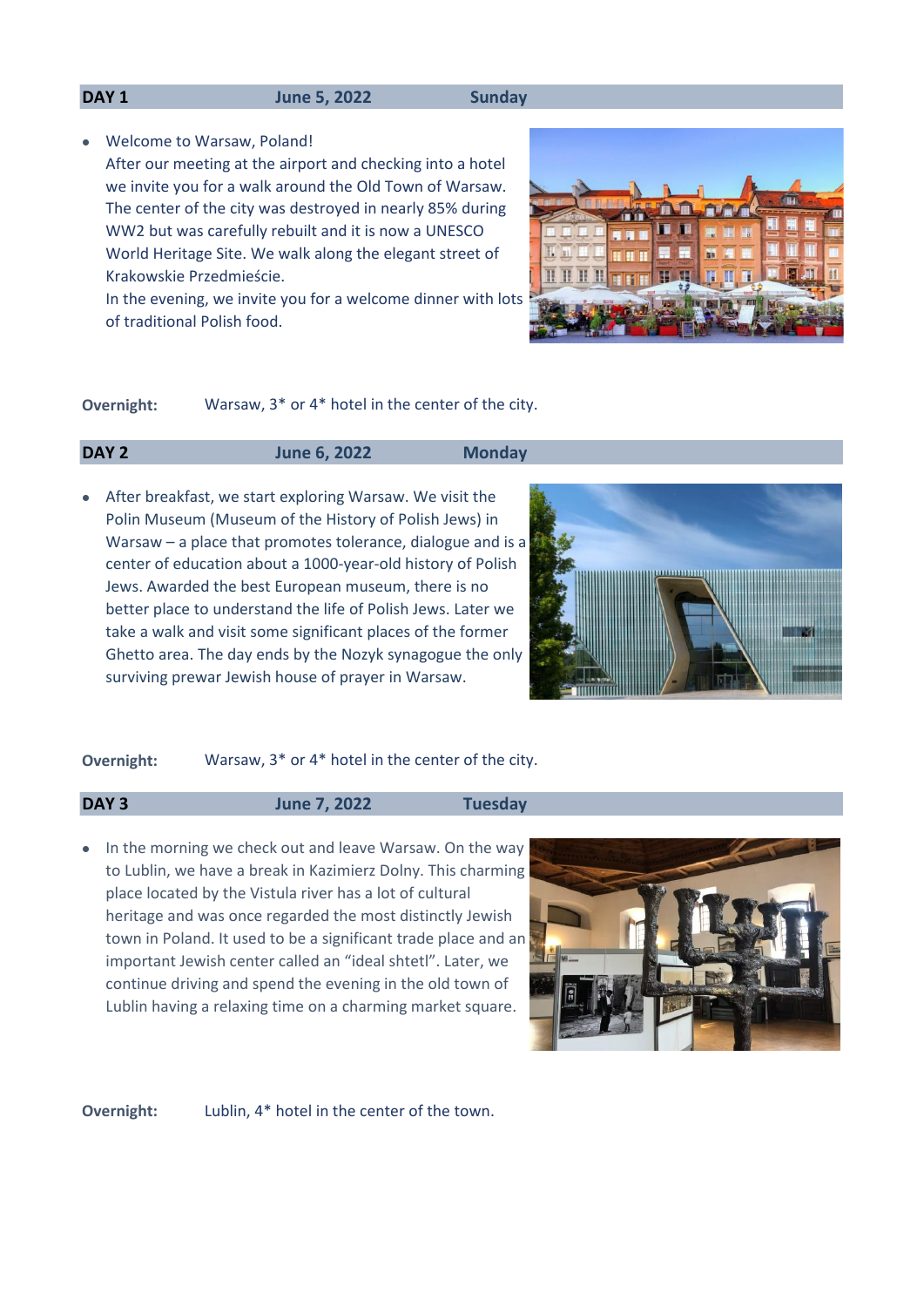| DAY 1 | June 5, 2022 | Sunday |
|---|---|---|

- Welcome to Warsaw, Poland!
  After our meeting at the airport and checking into a hotel we invite you for a walk around the Old Town of Warsaw. The center of the city was destroyed in nearly 85% during WW2 but was carefully rebuilt and it is now a UNESCO World Heritage Site. We walk along the elegant street of Krakowskie Przedmieście.
  In the evening, we invite you for a welcome dinner with lots of traditional Polish food.

**Overnight:** Warsaw, 3* or 4* hotel in the center of the city.

| DAY 2 | June 6, 2022 | Monday |
|---|---|---|

- After breakfast, we start exploring Warsaw. We visit the Polin Museum (Museum of the History of Polish Jews) in Warsaw – a place that promotes tolerance, dialogue and is a center of education about a 1000-year-old history of Polish Jews. Awarded the best European museum, there is no better place to understand the life of Polish Jews. Later we take a walk and visit some significant places of the former Ghetto area. The day ends by the Nozyk synagogue the only surviving prewar Jewish house of prayer in Warsaw.

**Overnight:** Warsaw, 3* or 4* hotel in the center of the city.

| DAY 3 | June 7, 2022 | Tuesday |
|---|---|---|

- In the morning we check out and leave Warsaw. On the way to Lublin, we have a break in Kazimierz Dolny. This charming place located by the Vistula river has a lot of cultural heritage and was once regarded the most distinctly Jewish town in Poland. It used to be a significant trade place and an important Jewish center called an "ideal shtetl". Later, we continue driving and spend the evening in the old town of Lublin having a relaxing time on a charming market square.

**Overnight:** Lublin, 4* hotel in the center of the town.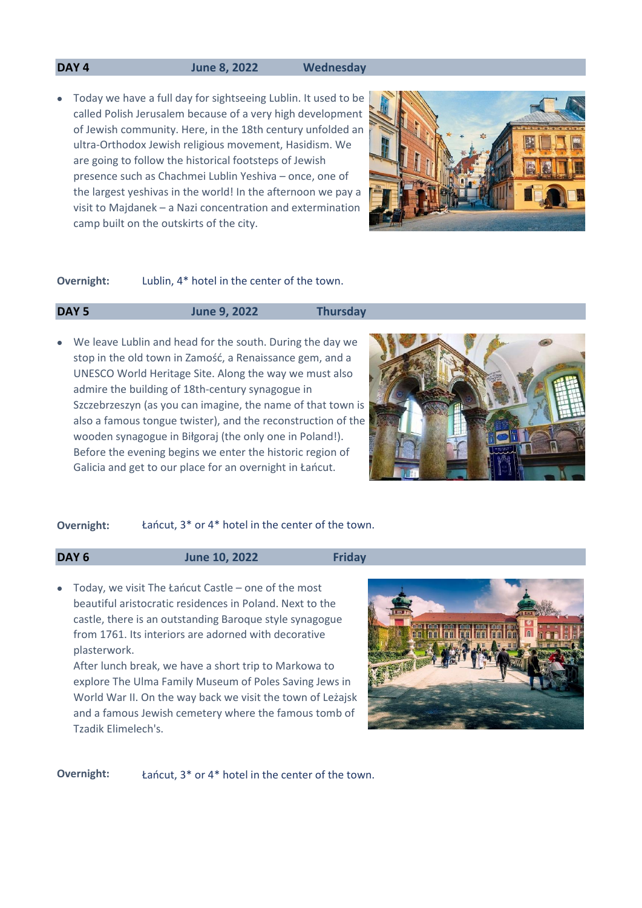## DAY 4 June 8, 2022 Wednesday

- Today we have a full day for sightseeing Lublin. It used to be called Polish Jerusalem because of a very high development of Jewish community. Here, in the 18th century unfolded an ultra-Orthodox Jewish religious movement, Hasidism. We are going to follow the historical footsteps of Jewish presence such as Chachmei Lublin Yeshiva – once, one of the largest yeshivas in the world! In the afternoon we pay a visit to Majdanek – a Nazi concentration and extermination camp built on the outskirts of the city.

**Overnight:** Lublin, 4* hotel in the center of the town.

## DAY 5 June 9, 2022 Thursday

- We leave Lublin and head for the south. During the day we stop in the old town in Zamość, a Renaissance gem, and a UNESCO World Heritage Site. Along the way we must also admire the building of 18th-century synagogue in Szczebrzeszyn (as you can imagine, the name of that town is also a famous tongue twister), and the reconstruction of the wooden synagogue in Biłgoraj (the only one in Poland!). Before the evening begins we enter the historic region of Galicia and get to our place for an overnight in Łańcut.

**Overnight:** Łańcut, 3* or 4* hotel in the center of the town.

## DAY 6 June 10, 2022 Friday

- Today, we visit The Łańcut Castle – one of the most beautiful aristocratic residences in Poland. Next to the castle, there is an outstanding Baroque style synagogue from 1761. Its interiors are adorned with decorative plasterwork.
  After lunch break, we have a short trip to Markowa to explore The Ulma Family Museum of Poles Saving Jews in World War II. On the way back we visit the town of Leżajsk and a famous Jewish cemetery where the famous tomb of Tzadik Elimelech's.

**Overnight:** Łańcut, 3* or 4* hotel in the center of the town.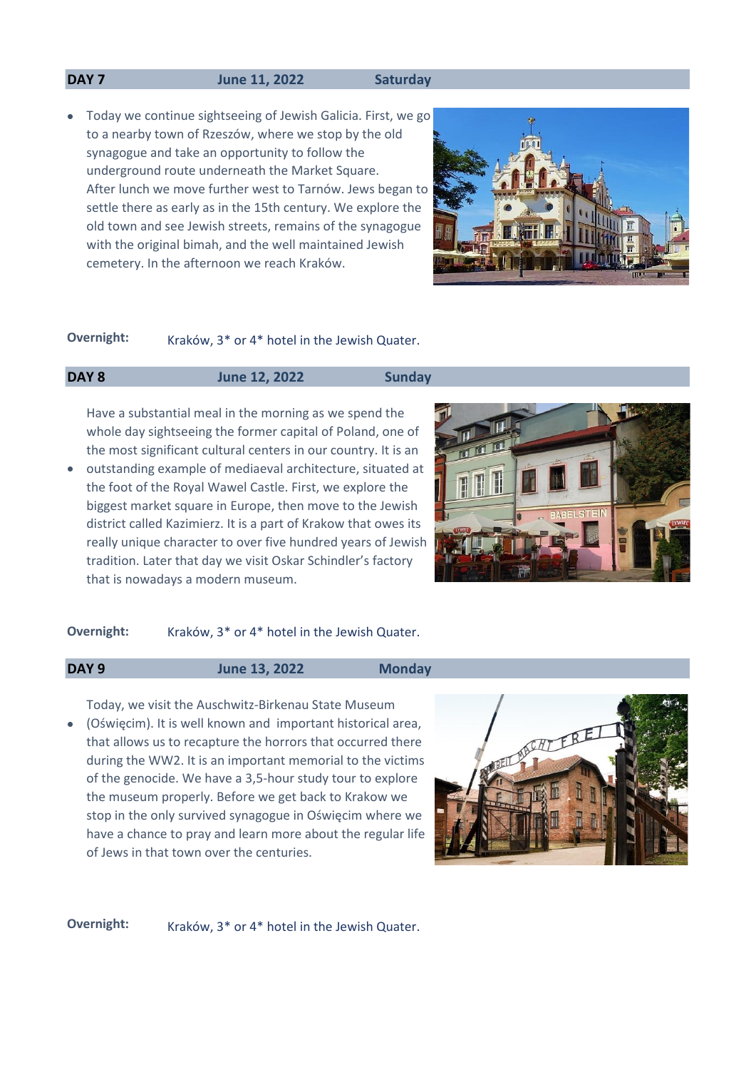## DAY 7 June 11, 2022 Saturday

- Today we continue sightseeing of Jewish Galicia. First, we go to a nearby town of Rzeszów, where we stop by the old synagogue and take an opportunity to follow the underground route underneath the Market Square. After lunch we move further west to Tarnów. Jews began to settle there as early as in the 15th century. We explore the old town and see Jewish streets, remains of the synagogue with the original bimah, and the well maintained Jewish cemetery. In the afternoon we reach Kraków.

**Overnight:** Kraków, 3* or 4* hotel in the Jewish Quater.

## DAY 8 June 12, 2022 Sunday

- Have a substantial meal in the morning as we spend the whole day sightseeing the former capital of Poland, one of the most significant cultural centers in our country. It is an outstanding example of mediaeval architecture, situated at the foot of the Royal Wawel Castle. First, we explore the biggest market square in Europe, then move to the Jewish district called Kazimierz. It is a part of Krakow that owes its really unique character to over five hundred years of Jewish tradition. Later that day we visit Oskar Schindler's factory that is nowadays a modern museum.

**Overnight:** Kraków, 3* or 4* hotel in the Jewish Quater.

## DAY 9 June 13, 2022 Monday

- Today, we visit the Auschwitz-Birkenau State Museum (Oświęcim). It is well known and important historical area, that allows us to recapture the horrors that occurred there during the WW2. It is an important memorial to the victims of the genocide. We have a 3,5-hour study tour to explore the museum properly. Before we get back to Krakow we stop in the only survived synagogue in Oświęcim where we have a chance to pray and learn more about the regular life of Jews in that town over the centuries.

**Overnight:** Kraków, 3* or 4* hotel in the Jewish Quater.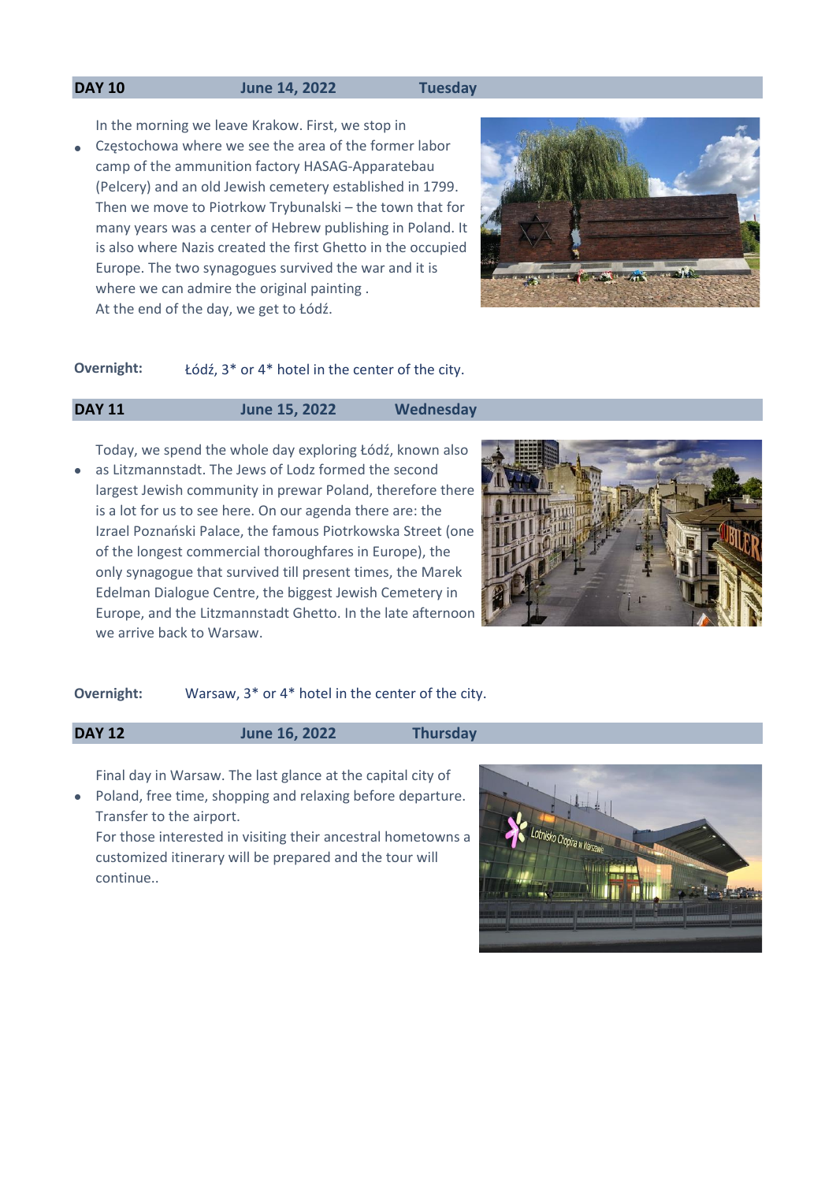| DAY 10 | June 14, 2022 | Tuesday |
|---|---|---|

- In the morning we leave Krakow. First, we stop in Częstochowa where we see the area of the former labor camp of the ammunition factory HASAG-Apparatebau (Pelcery) and an old Jewish cemetery established in 1799. Then we move to Piotrkow Trybunalski – the town that for many years was a center of Hebrew publishing in Poland. It is also where Nazis created the first Ghetto in the occupied Europe. The two synagogues survived the war and it is where we can admire the original painting .
  At the end of the day, we get to Łódź.

**Overnight:** Łódź, 3* or 4* hotel in the center of the city.

| DAY 11 | June 15, 2022 | Wednesday |
|---|---|---|

- Today, we spend the whole day exploring Łódź, known also as Litzmannstadt. The Jews of Lodz formed the second largest Jewish community in prewar Poland, therefore there is a lot for us to see here. On our agenda there are: the Izrael Poznański Palace, the famous Piotrkowska Street (one of the longest commercial thoroughfares in Europe), the only synagogue that survived till present times, the Marek Edelman Dialogue Centre, the biggest Jewish Cemetery in Europe, and the Litzmannstadt Ghetto. In the late afternoon we arrive back to Warsaw.

**Overnight:** Warsaw, 3* or 4* hotel in the center of the city.

| DAY 12 | June 16, 2022 | Thursday |
|---|---|---|

- Final day in Warsaw. The last glance at the capital city of Poland, free time, shopping and relaxing before departure. Transfer to the airport.
  For those interested in visiting their ancestral hometowns a customized itinerary will be prepared and the tour will continue..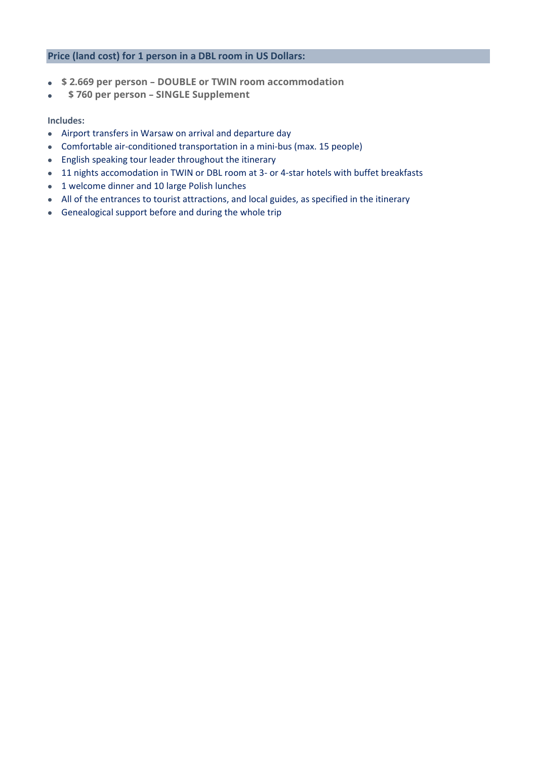## Price (land cost) for 1 person in a DBL room in US Dollars:

- **$ 2.669 per person – DOUBLE or TWIN room accommodation**
- **$ 760 per person – SINGLE Supplement**

**Includes:**

- Airport transfers in Warsaw on arrival and departure day
- Comfortable air-conditioned transportation in a mini-bus (max. 15 people)
- English speaking tour leader throughout the itinerary
- 11 nights accomodation in TWIN or DBL room at 3- or 4-star hotels with buffet breakfasts
- 1 welcome dinner and 10 large Polish lunches
- All of the entrances to tourist attractions, and local guides, as specified in the itinerary
- Genealogical support before and during the whole trip